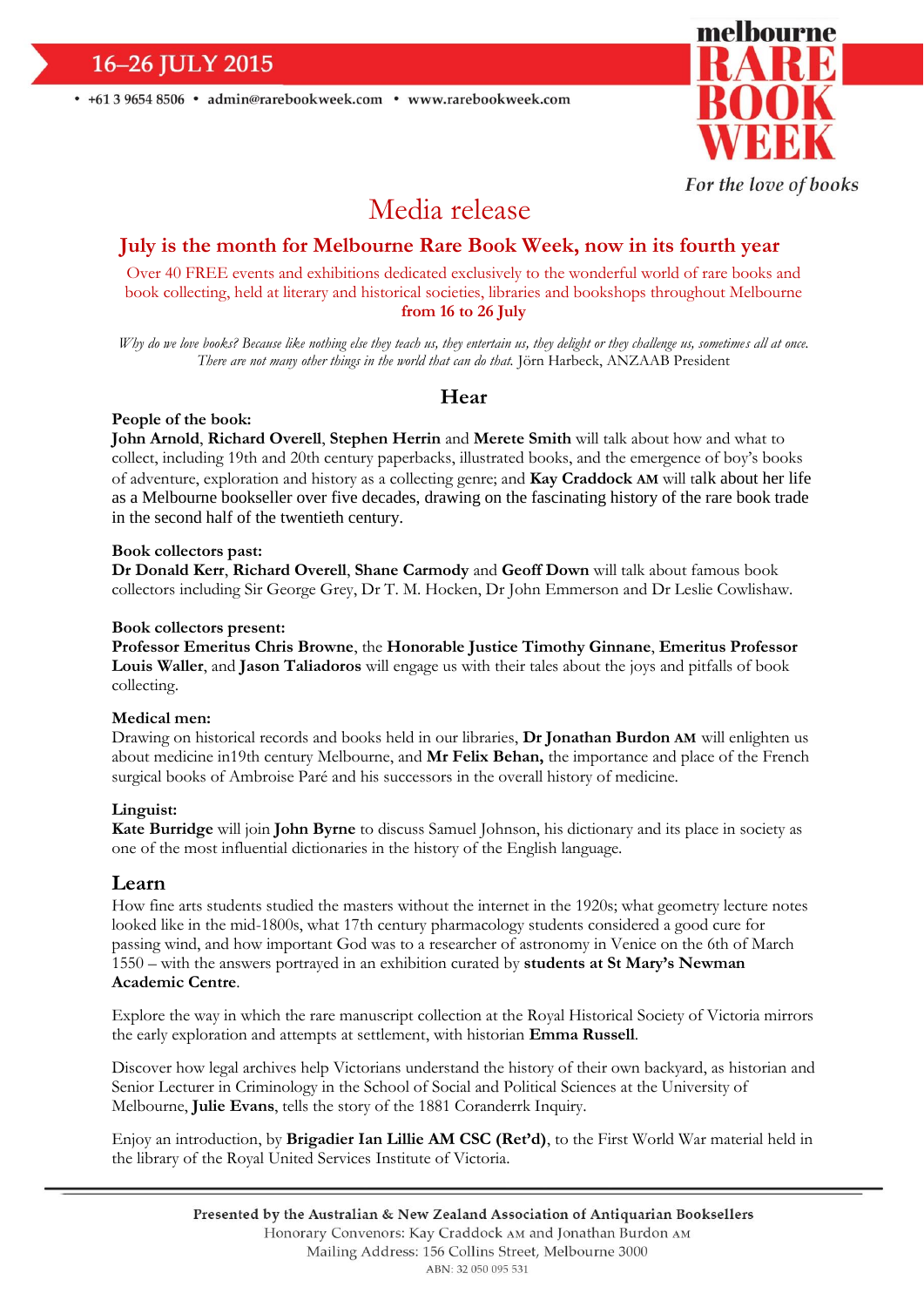16–26 JULY 2015

• +61 3 9654 8506 • admin@rarebookweek.com • www.rarebookweek.com

melbourne RARE BOOK WEEK

*For the love of books*

# Media release

## July is the month for Melbourne Rare Book Week, now in its fourth year

Over 40 FREE events and exhibitions dedicated exclusively to the wonderful world of rare books and book collecting, held at literary and historical societies, libraries and bookshops throughout Melbourne **from 16 to 26 July**

*Why do we love books? Because like nothing else they teach us, they entertain us, they delight or they challenge us, sometimes all at once. There are not many other things in the world that can do that.* Jörn Harbeck, ANZAAB President

## Hear

**People of the book:**
**John Arnold**, **Richard Overell**, **Stephen Herrin** and **Merete Smith** will talk about how and what to collect, including 19th and 20th century paperbacks, illustrated books, and the emergence of boy's books of adventure, exploration and history as a collecting genre; and **Kay Craddock AM** will talk about her life as a Melbourne bookseller over five decades, drawing on the fascinating history of the rare book trade in the second half of the twentieth century.

**Book collectors past:**
**Dr Donald Kerr**, **Richard Overell**, **Shane Carmody** and **Geoff Down** will talk about famous book collectors including Sir George Grey, Dr T. M. Hocken, Dr John Emmerson and Dr Leslie Cowlishaw.

**Book collectors present:**
**Professor Emeritus Chris Browne**, the **Honorable Justice Timothy Ginnane**, **Emeritus Professor Louis Waller**, and **Jason Taliadoros** will engage us with their tales about the joys and pitfalls of book collecting.

**Medical men:**
Drawing on historical records and books held in our libraries, **Dr Jonathan Burdon AM** will enlighten us about medicine in19th century Melbourne, and **Mr Felix Behan,** the importance and place of the French surgical books of Ambroise Paré and his successors in the overall history of medicine.

**Linguist:**
**Kate Burridge** will join **John Byrne** to discuss Samuel Johnson, his dictionary and its place in society as one of the most influential dictionaries in the history of the English language.

## Learn

How fine arts students studied the masters without the internet in the 1920s; what geometry lecture notes looked like in the mid-1800s, what 17th century pharmacology students considered a good cure for passing wind, and how important God was to a researcher of astronomy in Venice on the 6th of March 1550 – with the answers portrayed in an exhibition curated by **students at St Mary's Newman Academic Centre**.

Explore the way in which the rare manuscript collection at the Royal Historical Society of Victoria mirrors the early exploration and attempts at settlement, with historian **Emma Russell**.

Discover how legal archives help Victorians understand the history of their own backyard, as historian and Senior Lecturer in Criminology in the School of Social and Political Sciences at the University of Melbourne, **Julie Evans**, tells the story of the 1881 Coranderrk Inquiry.

Enjoy an introduction, by **Brigadier Ian Lillie AM CSC (Ret'd)**, to the First World War material held in the library of the Royal United Services Institute of Victoria.

---

**Presented by the Australian & New Zealand Association of Antiquarian Booksellers**
Honorary Convenors: Kay Craddock AM and Jonathan Burdon AM
Mailing Address: 156 Collins Street, Melbourne 3000
ABN: 32 050 095 531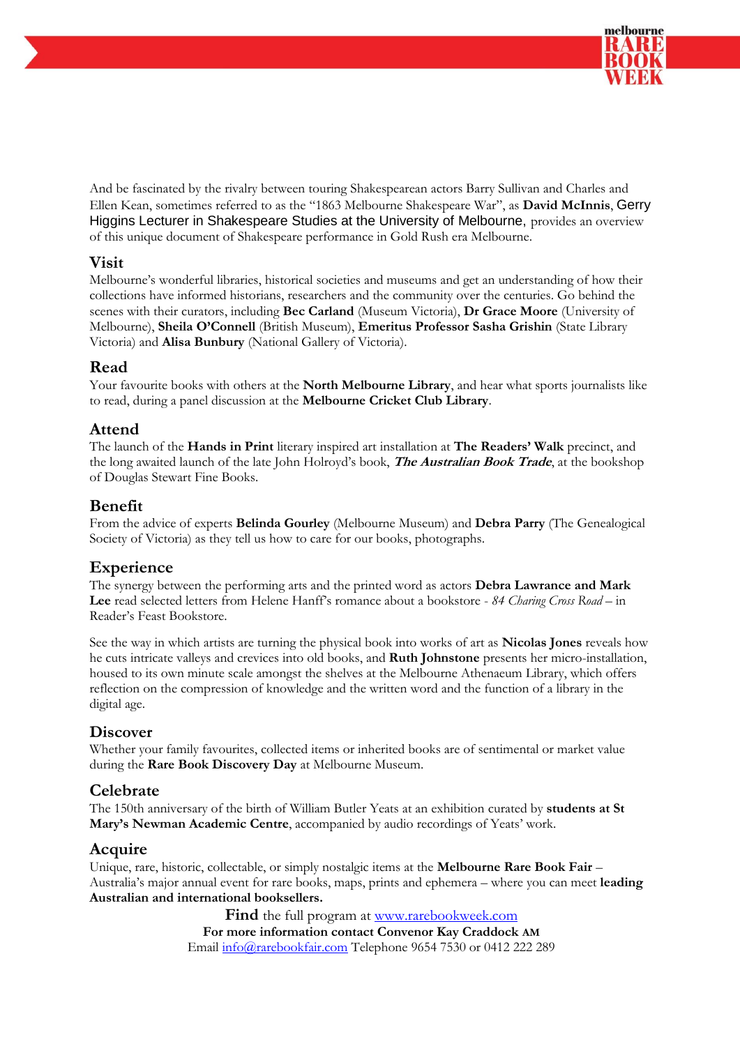And be fascinated by the rivalry between touring Shakespearean actors Barry Sullivan and Charles and Ellen Kean, sometimes referred to as the "1863 Melbourne Shakespeare War", as **David McInnis**, Gerry Higgins Lecturer in Shakespeare Studies at the University of Melbourne, provides an overview of this unique document of Shakespeare performance in Gold Rush era Melbourne.

## Visit

Melbourne's wonderful libraries, historical societies and museums and get an understanding of how their collections have informed historians, researchers and the community over the centuries. Go behind the scenes with their curators, including **Bec Carland** (Museum Victoria), **Dr Grace Moore** (University of Melbourne), **Sheila O'Connell** (British Museum), **Emeritus Professor Sasha Grishin** (State Library Victoria) and **Alisa Bunbury** (National Gallery of Victoria).

## Read

Your favourite books with others at the **North Melbourne Library**, and hear what sports journalists like to read, during a panel discussion at the **Melbourne Cricket Club Library**.

## Attend

The launch of the **Hands in Print** literary inspired art installation at **The Readers' Walk** precinct, and the long awaited launch of the late John Holroyd's book, ***The Australian Book Trade***, at the bookshop of Douglas Stewart Fine Books.

## Benefit

From the advice of experts **Belinda Gourley** (Melbourne Museum) and **Debra Parry** (The Genealogical Society of Victoria) as they tell us how to care for our books, photographs.

## Experience

The synergy between the performing arts and the printed word as actors **Debra Lawrance and Mark Lee** read selected letters from Helene Hanff's romance about a bookstore - *84 Charing Cross Road* – in Reader's Feast Bookstore.

See the way in which artists are turning the physical book into works of art as **Nicolas Jones** reveals how he cuts intricate valleys and crevices into old books, and **Ruth Johnstone** presents her micro-installation, housed to its own minute scale amongst the shelves at the Melbourne Athenaeum Library, which offers reflection on the compression of knowledge and the written word and the function of a library in the digital age.

## Discover

Whether your family favourites, collected items or inherited books are of sentimental or market value during the **Rare Book Discovery Day** at Melbourne Museum.

## Celebrate

The 150th anniversary of the birth of William Butler Yeats at an exhibition curated by **students at St Mary's Newman Academic Centre**, accompanied by audio recordings of Yeats' work.

## Acquire

Unique, rare, historic, collectable, or simply nostalgic items at the **Melbourne Rare Book Fair** – Australia's major annual event for rare books, maps, prints and ephemera – where you can meet **leading Australian and international booksellers.**

**Find** the full program at [www.rarebookweek.com](http://www.rarebookweek.com)

**For more information contact Convenor Kay Craddock AM**

Email [info@rarebookfair.com](mailto:info@rarebookfair.com) Telephone 9654 7530 or 0412 222 289